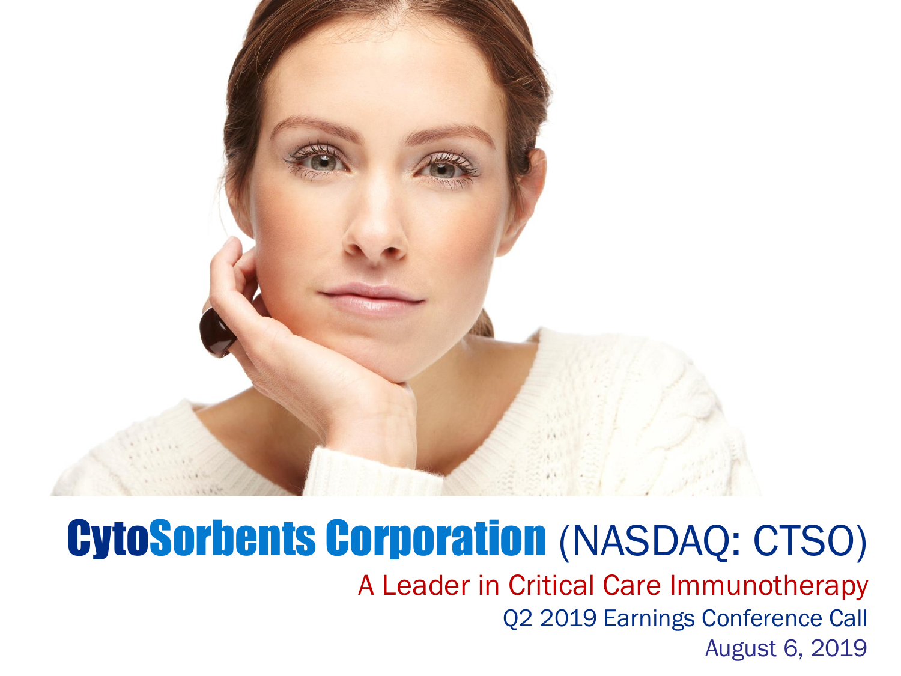# CytoSorbents Corporation (NASDAQ: CTSO)

A Leader in Critical Care Immunotherapy

Q2 2019 Earnings Conference Call

August 6, 2019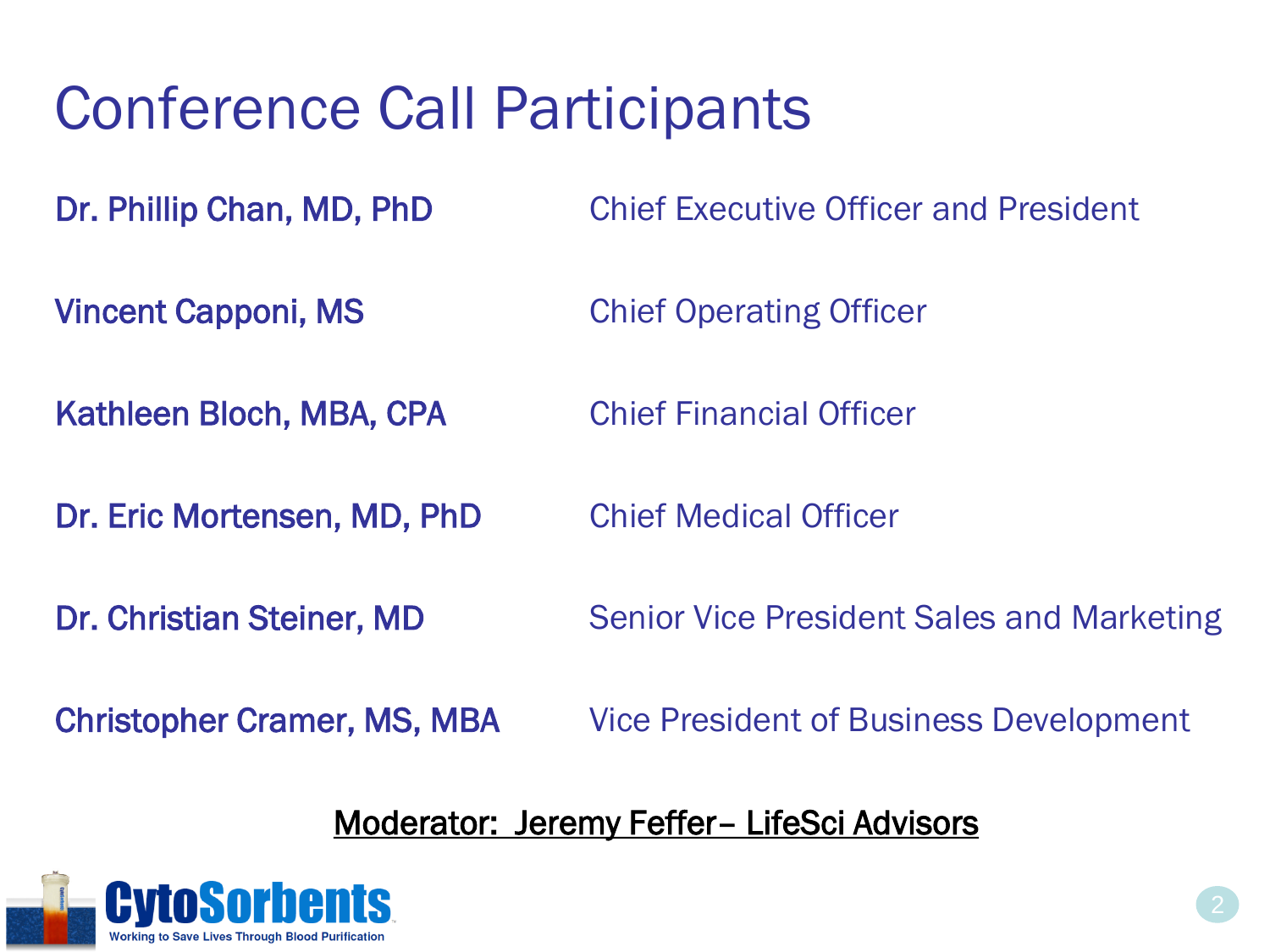# Conference Call Participants

| | |
|---|---|
| Dr. Phillip Chan, MD, PhD | Chief Executive Officer and President |
| Vincent Capponi, MS | Chief Operating Officer |
| Kathleen Bloch, MBA, CPA | Chief Financial Officer |
| Dr. Eric Mortensen, MD, PhD | Chief Medical Officer |
| Dr. Christian Steiner, MD | Senior Vice President Sales and Marketing |
| Christopher Cramer, MS, MBA | Vice President of Business Development |

Moderator: Jeremy Feffer– LifeSci Advisors

CytoSorbents

Working to Save Lives Through Blood Purification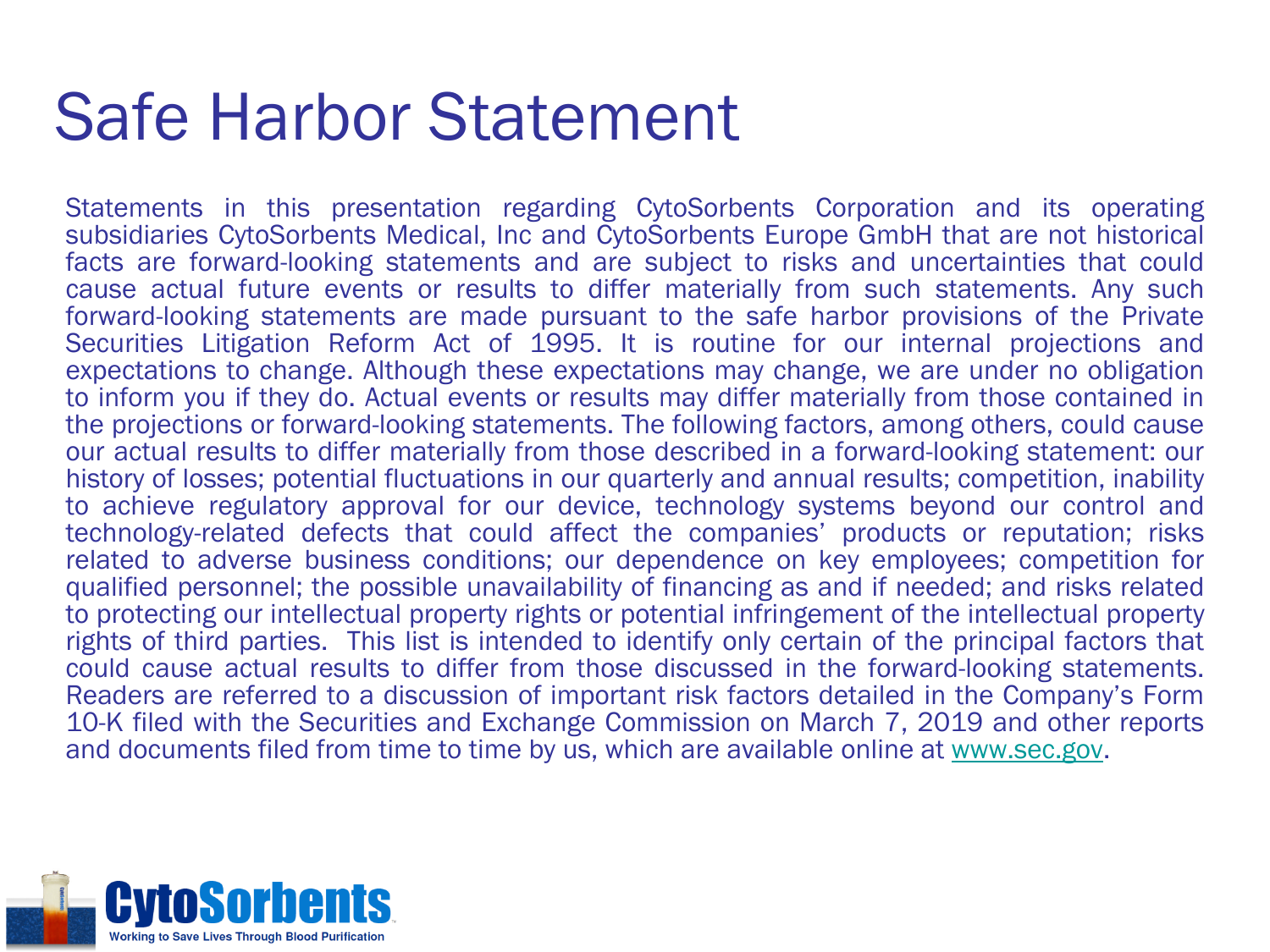# Safe Harbor Statement

Statements in this presentation regarding CytoSorbents Corporation and its operating subsidiaries CytoSorbents Medical, Inc and CytoSorbents Europe GmbH that are not historical facts are forward-looking statements and are subject to risks and uncertainties that could cause actual future events or results to differ materially from such statements. Any such forward-looking statements are made pursuant to the safe harbor provisions of the Private Securities Litigation Reform Act of 1995. It is routine for our internal projections and expectations to change. Although these expectations may change, we are under no obligation to inform you if they do. Actual events or results may differ materially from those contained in the projections or forward-looking statements. The following factors, among others, could cause our actual results to differ materially from those described in a forward-looking statement: our history of losses; potential fluctuations in our quarterly and annual results; competition, inability to achieve regulatory approval for our device, technology systems beyond our control and technology-related defects that could affect the companies' products or reputation; risks related to adverse business conditions; our dependence on key employees; competition for qualified personnel; the possible unavailability of financing as and if needed; and risks related to protecting our intellectual property rights or potential infringement of the intellectual property rights of third parties. This list is intended to identify only certain of the principal factors that could cause actual results to differ from those discussed in the forward-looking statements. Readers are referred to a discussion of important risk factors detailed in the Company's Form 10-K filed with the Securities and Exchange Commission on March 7, 2019 and other reports and documents filed from time to time by us, which are available online at www.sec.gov.

**CytoSorbents**

Working to Save Lives Through Blood Purification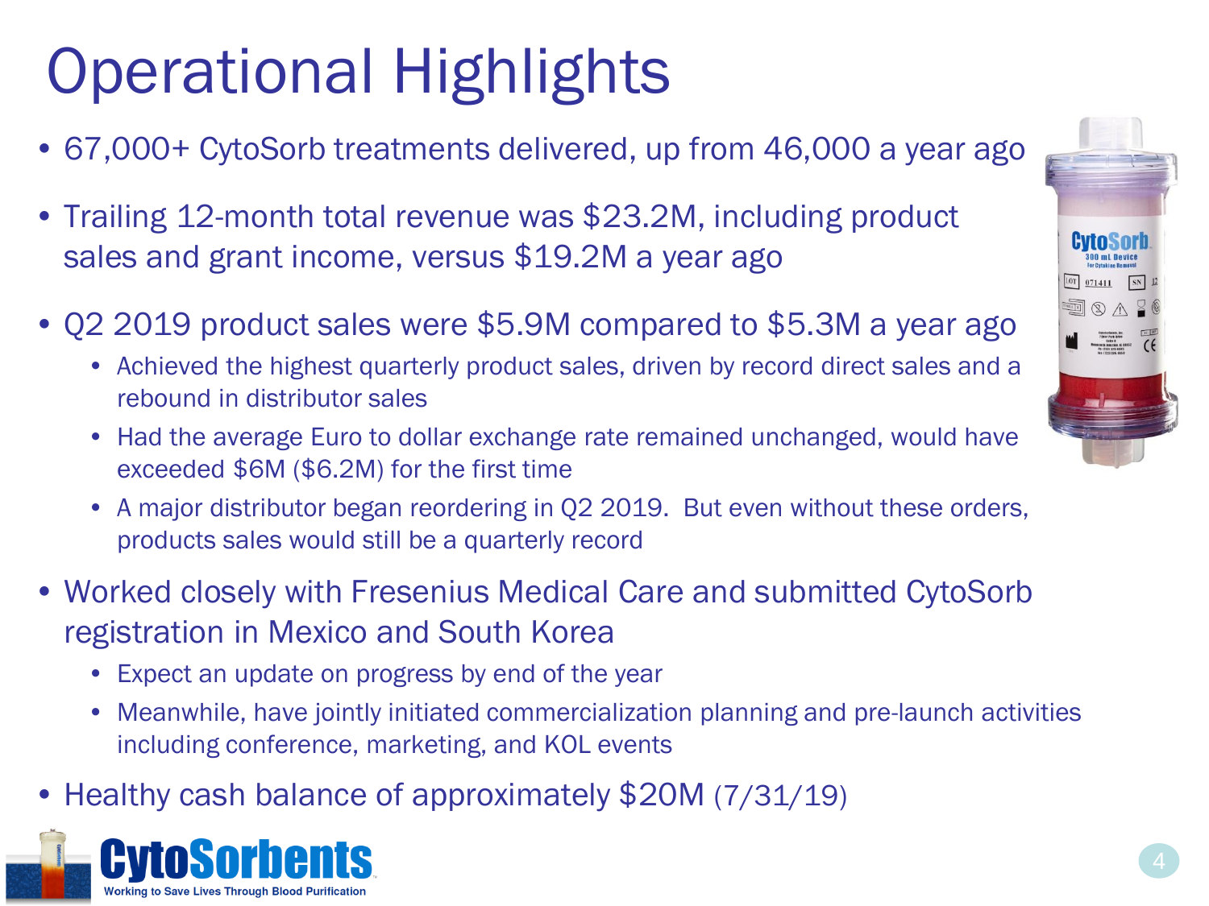# Operational Highlights

- 67,000+ CytoSorb treatments delivered, up from 46,000 a year ago
- Trailing 12-month total revenue was $23.2M, including product sales and grant income, versus $19.2M a year ago
- Q2 2019 product sales were $5.9M compared to $5.3M a year ago
  - Achieved the highest quarterly product sales, driven by record direct sales and a rebound in distributor sales
  - Had the average Euro to dollar exchange rate remained unchanged, would have exceeded $6M ($6.2M) for the first time
  - A major distributor began reordering in Q2 2019. But even without these orders, products sales would still be a quarterly record
- Worked closely with Fresenius Medical Care and submitted CytoSorb registration in Mexico and South Korea
  - Expect an update on progress by end of the year
  - Meanwhile, have jointly initiated commercialization planning and pre-launch activities including conference, marketing, and KOL events
- Healthy cash balance of approximately $20M (7/31/19)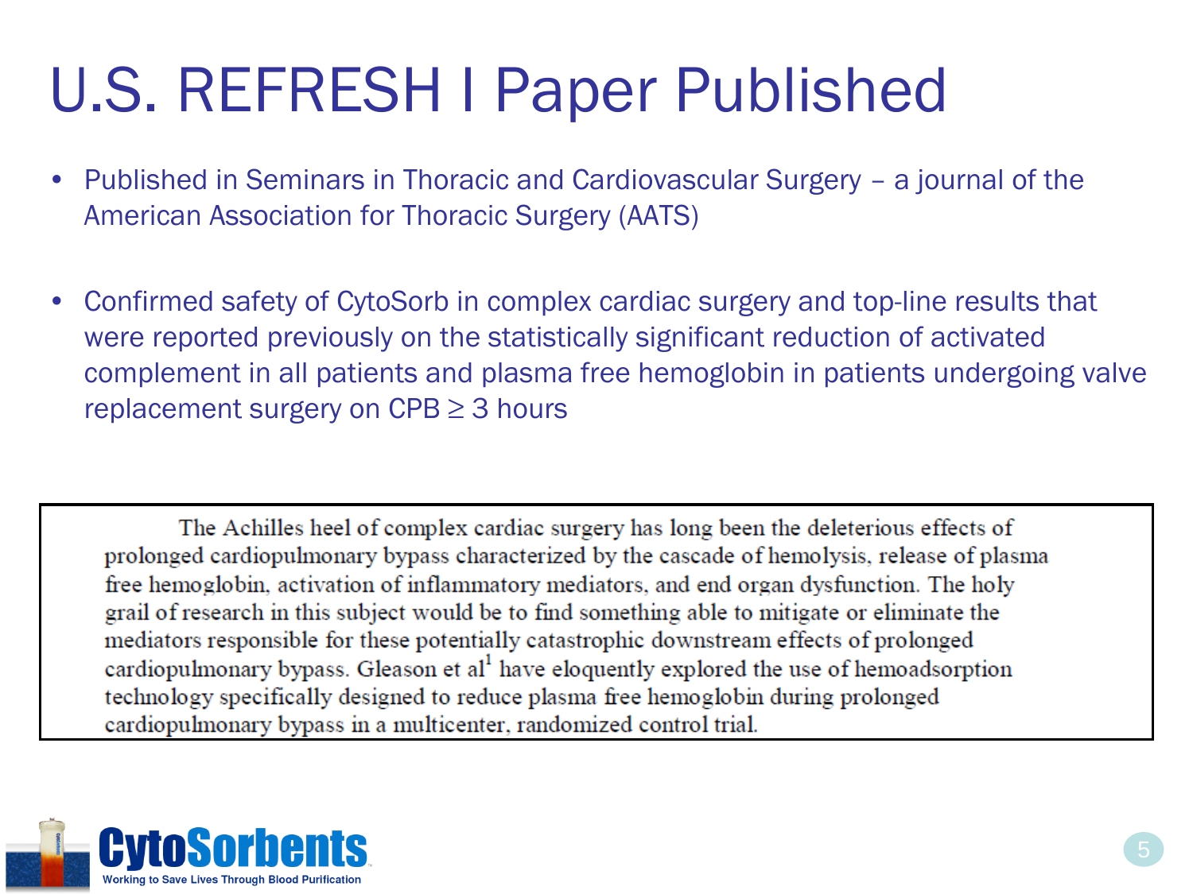# U.S. REFRESH I Paper Published

- Published in Seminars in Thoracic and Cardiovascular Surgery – a journal of the American Association for Thoracic Surgery (AATS)

- Confirmed safety of CytoSorb in complex cardiac surgery and top-line results that were reported previously on the statistically significant reduction of activated complement in all patients and plasma free hemoglobin in patients undergoing valve replacement surgery on CPB ≥ 3 hours

> The Achilles heel of complex cardiac surgery has long been the deleterious effects of prolonged cardiopulmonary bypass characterized by the cascade of hemolysis, release of plasma free hemoglobin, activation of inflammatory mediators, and end organ dysfunction. The holy grail of research in this subject would be to find something able to mitigate or eliminate the mediators responsible for these potentially catastrophic downstream effects of prolonged cardiopulmonary bypass. Gleason et al[1] have eloquently explored the use of hemoadsorption technology specifically designed to reduce plasma free hemoglobin during prolonged cardiopulmonary bypass in a multicenter, randomized control trial.

CytoSorbents
Working to Save Lives Through Blood Purification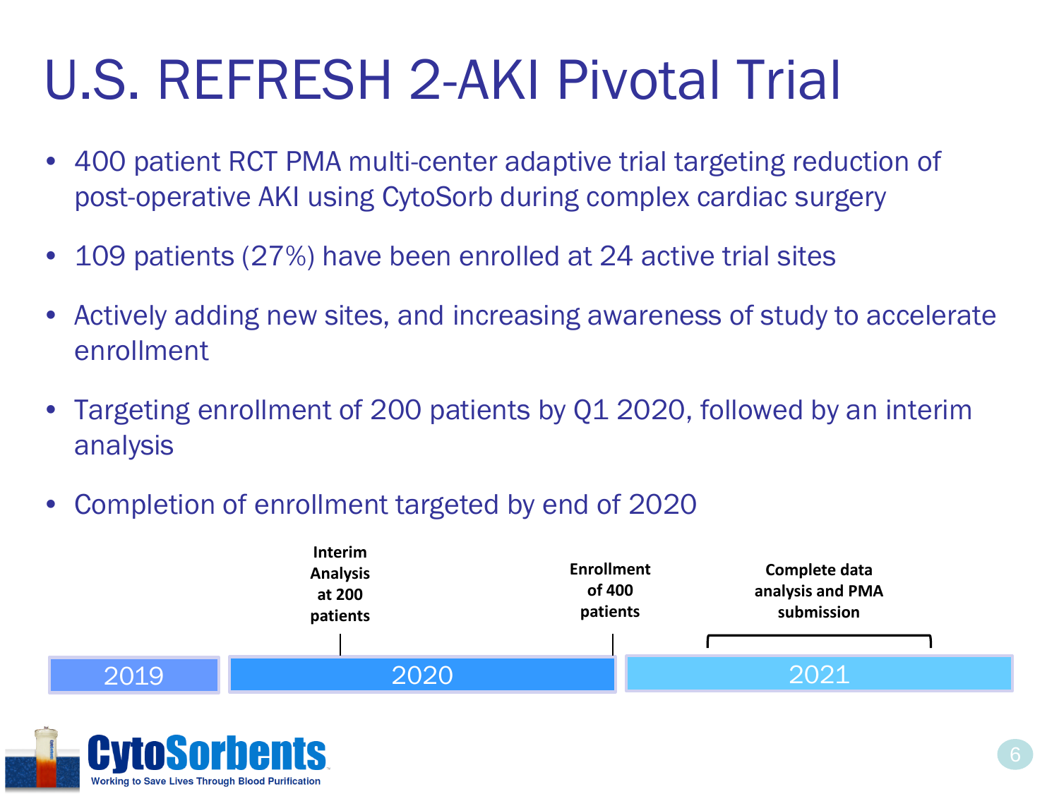# U.S. REFRESH 2-AKI Pivotal Trial

- 400 patient RCT PMA multi-center adaptive trial targeting reduction of post-operative AKI using CytoSorb during complex cardiac surgery
- 109 patients (27%) have been enrolled at 24 active trial sites
- Actively adding new sites, and increasing awareness of study to accelerate enrollment
- Targeting enrollment of 200 patients by Q1 2020, followed by an interim analysis
- Completion of enrollment targeted by end of 2020

**Interim Analysis at 200 patients**

**Enrollment of 400 patients**

**Complete data analysis and PMA submission**

2019 | 2020 | 2021

**CytoSorbents**

Working to Save Lives Through Blood Purification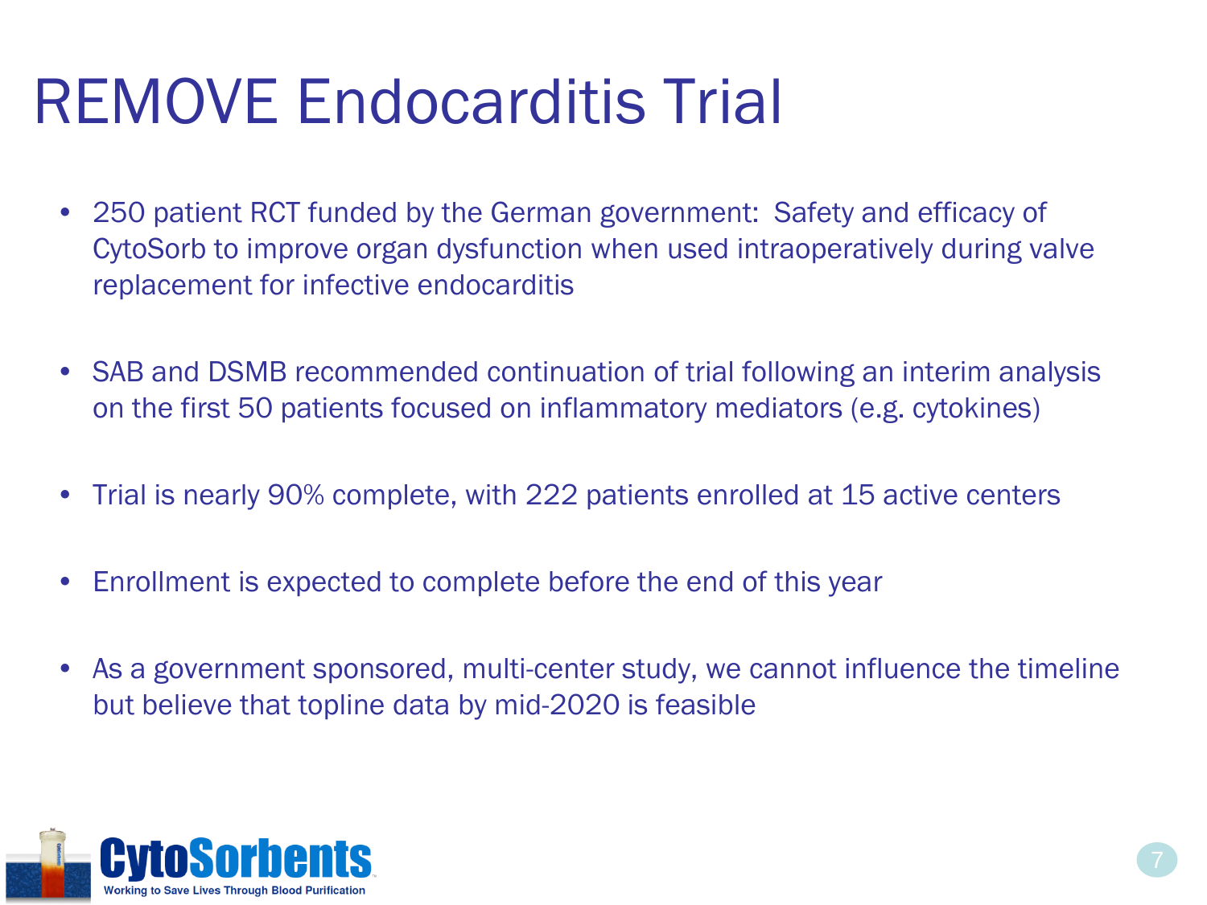# REMOVE Endocarditis Trial

- 250 patient RCT funded by the German government: Safety and efficacy of CytoSorb to improve organ dysfunction when used intraoperatively during valve replacement for infective endocarditis
- SAB and DSMB recommended continuation of trial following an interim analysis on the first 50 patients focused on inflammatory mediators (e.g. cytokines)
- Trial is nearly 90% complete, with 222 patients enrolled at 15 active centers
- Enrollment is expected to complete before the end of this year
- As a government sponsored, multi-center study, we cannot influence the timeline but believe that topline data by mid-2020 is feasible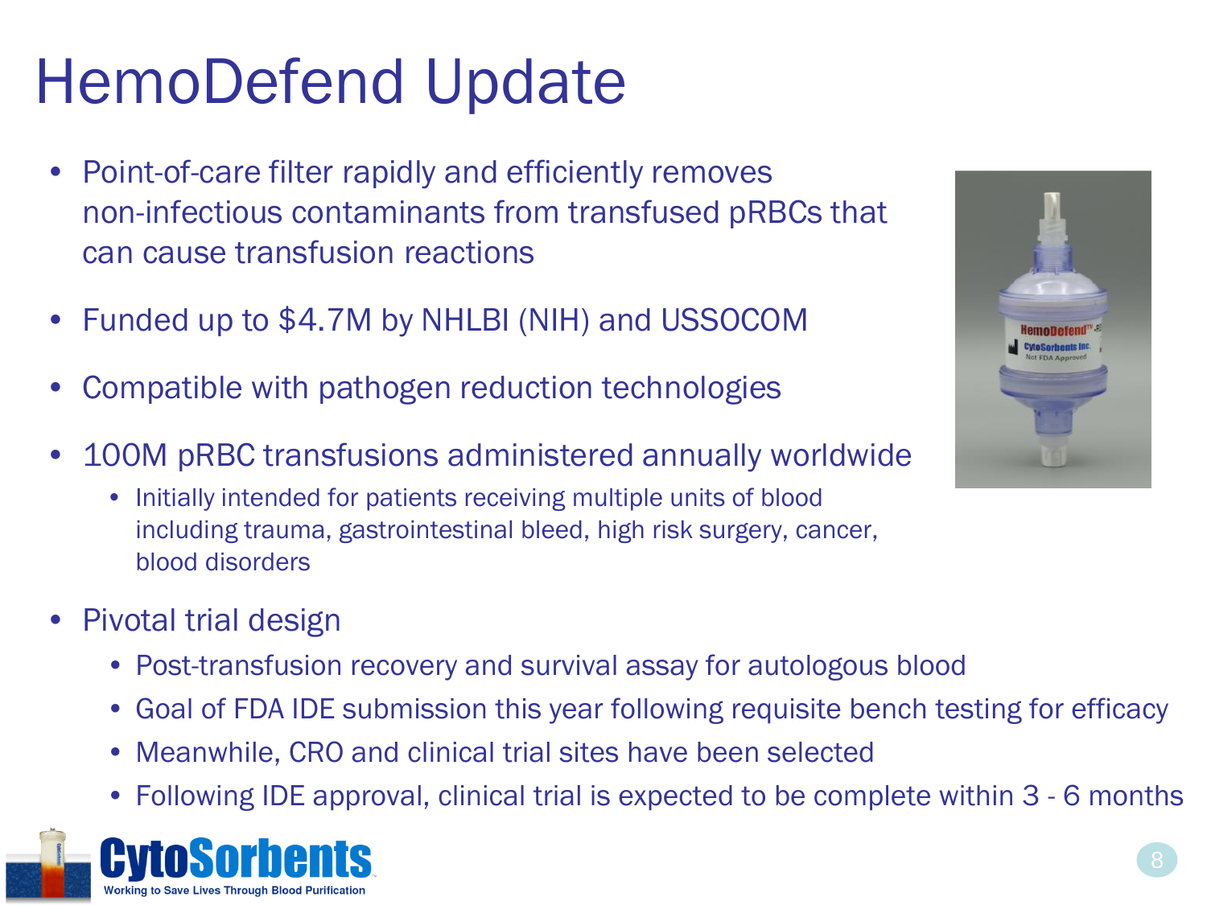# HemoDefend Update

- Point-of-care filter rapidly and efficiently removes non-infectious contaminants from transfused pRBCs that can cause transfusion reactions
- Funded up to $4.7M by NHLBI (NIH) and USSOCOM
- Compatible with pathogen reduction technologies
- 100M pRBC transfusions administered annually worldwide
  - Initially intended for patients receiving multiple units of blood including trauma, gastrointestinal bleed, high risk surgery, cancer, blood disorders
- Pivotal trial design
  - Post-transfusion recovery and survival assay for autologous blood
  - Goal of FDA IDE submission this year following requisite bench testing for efficacy
  - Meanwhile, CRO and clinical trial sites have been selected
  - Following IDE approval, clinical trial is expected to be complete within 3 - 6 months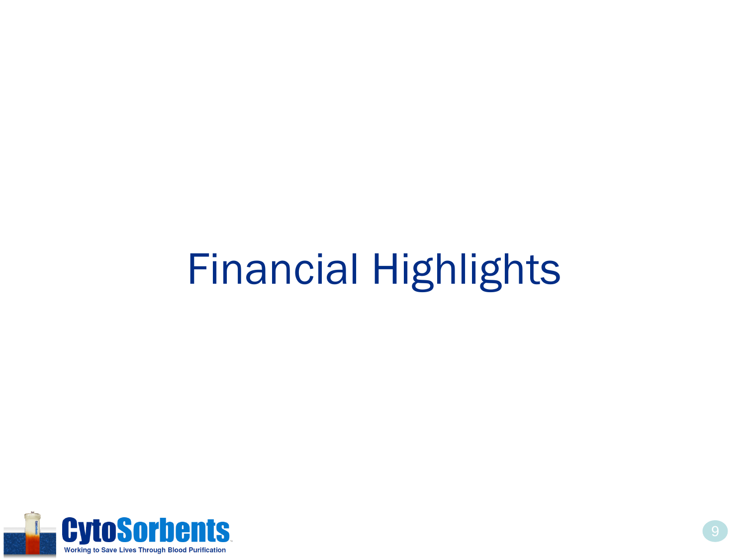# Financial Highlights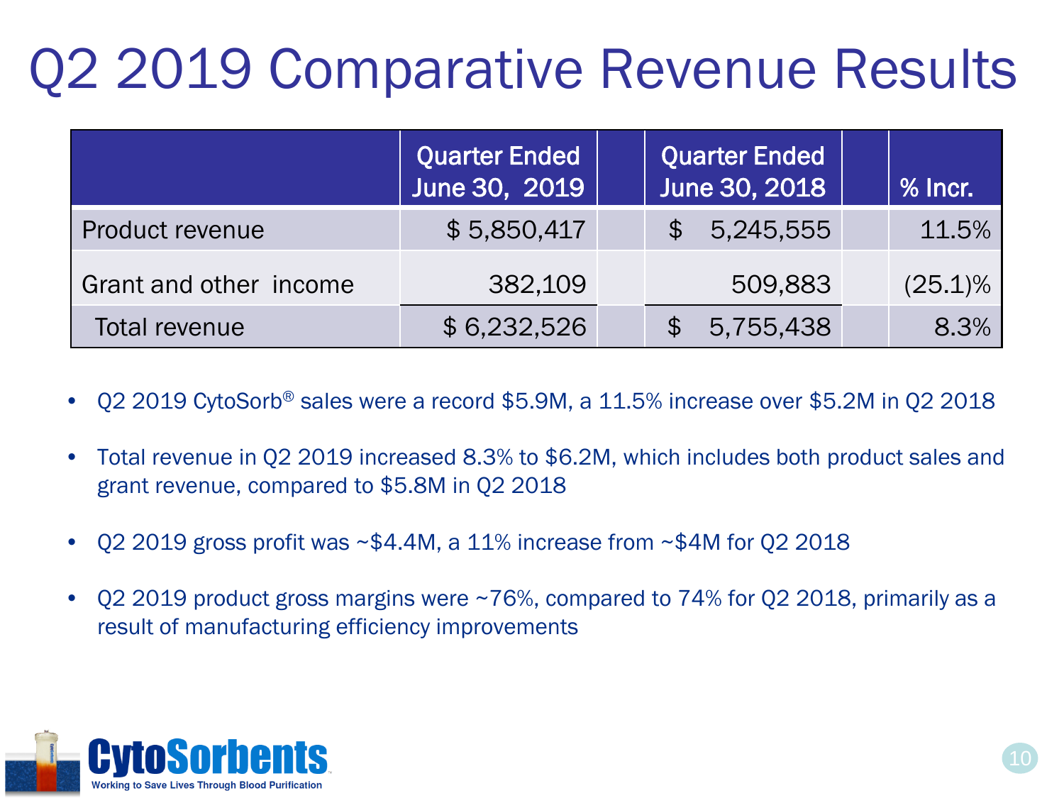# Q2 2019 Comparative Revenue Results

| | Quarter Ended June 30, 2019 | Quarter Ended June 30, 2018 | % Incr. |
|---|---|---|---|
| Product revenue | $ 5,850,417 | $ 5,245,555 | 11.5% |
| Grant and other income | 382,109 | 509,883 | (25.1)% |
| Total revenue | $ 6,232,526 | $ 5,755,438 | 8.3% |

- Q2 2019 CytoSorb® sales were a record $5.9M, a 11.5% increase over $5.2M in Q2 2018
- Total revenue in Q2 2019 increased 8.3% to $6.2M, which includes both product sales and grant revenue, compared to $5.8M in Q2 2018
- Q2 2019 gross profit was ~$4.4M, a 11% increase from ~$4M for Q2 2018
- Q2 2019 product gross margins were ~76%, compared to 74% for Q2 2018, primarily as a result of manufacturing efficiency improvements

CytoSorbents

Working to Save Lives Through Blood Purification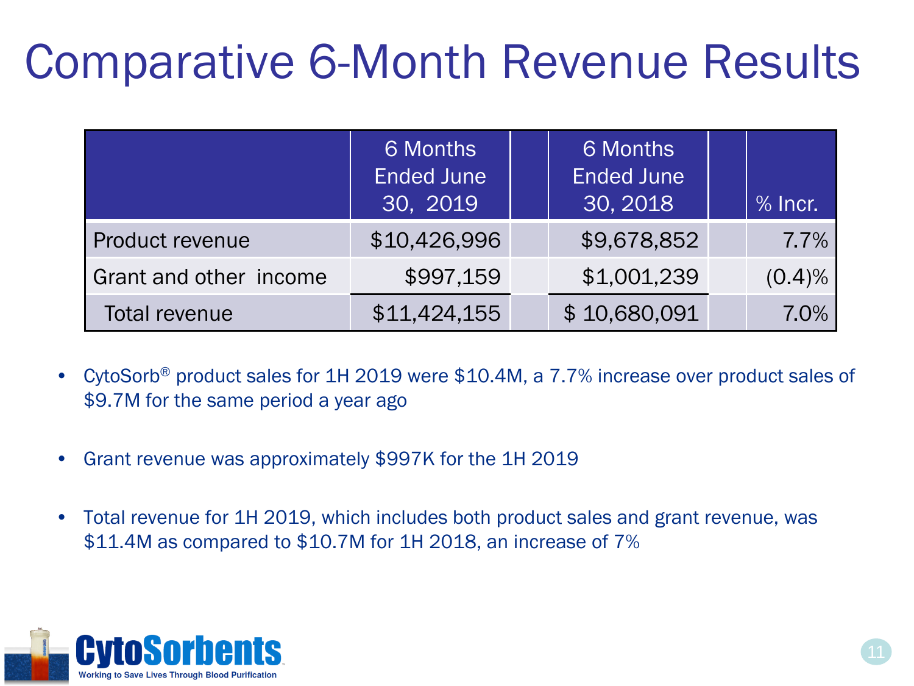# Comparative 6-Month Revenue Results

| | 6 Months Ended June 30, 2019 | | 6 Months Ended June 30, 2018 | | % Incr. |
|---|---|---|---|---|---|
| Product revenue | $10,426,996 | | $9,678,852 | | 7.7% |
| Grant and other income | $997,159 | | $1,001,239 | | (0.4)% |
| Total revenue | $11,424,155 | | $ 10,680,091 | | 7.0% |

- CytoSorb® product sales for 1H 2019 were $10.4M, a 7.7% increase over product sales of $9.7M for the same period a year ago
- Grant revenue was approximately $997K for the 1H 2019
- Total revenue for 1H 2019, which includes both product sales and grant revenue, was $11.4M as compared to $10.7M for 1H 2018, an increase of 7%

CytoSorbents
Working to Save Lives Through Blood Purification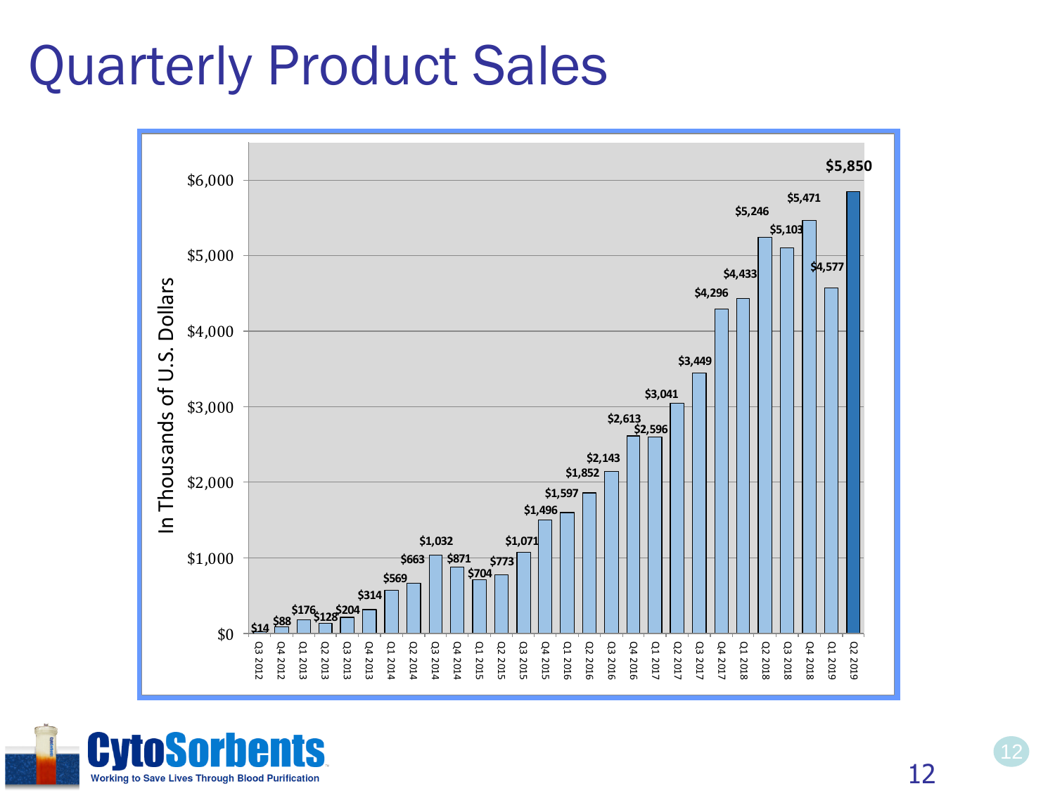# Quarterly Product Sales

In Thousands of U.S. Dollars

| Quarter | Sales |
|---|---|
| Q3 2012 | $14 |
| Q4 2012 | $88 |
| Q1 2013 | $176 |
| Q2 2013 | $128 |
| Q3 2013 | $204 |
| Q4 2013 | $314 |
| Q1 2014 | $569 |
| Q2 2014 | $663 |
| Q3 2014 | $1,032 |
| Q4 2014 | $871 |
| Q1 2015 | $704 |
| Q2 2015 | $773 |
| Q3 2015 | $1,071 |
| Q4 2015 | $1,496 |
| Q1 2016 | $1,597 |
| Q2 2016 | $1,852 |
| Q3 2016 | $2,143 |
| Q4 2016 | $2,613 |
| Q1 2017 | $2,596 |
| Q2 2017 | $3,041 |
| Q3 2017 | $3,449 |
| Q4 2017 | $4,296 |
| Q1 2018 | $4,433 |
| Q2 2018 | $5,246 |
| Q3 2018 | $5,103 |
| Q4 2018 | $5,471 |
| Q1 2019 | $4,577 |
| Q2 2019 | $5,850 |

CytoSorbents

Working to Save Lives Through Blood Purification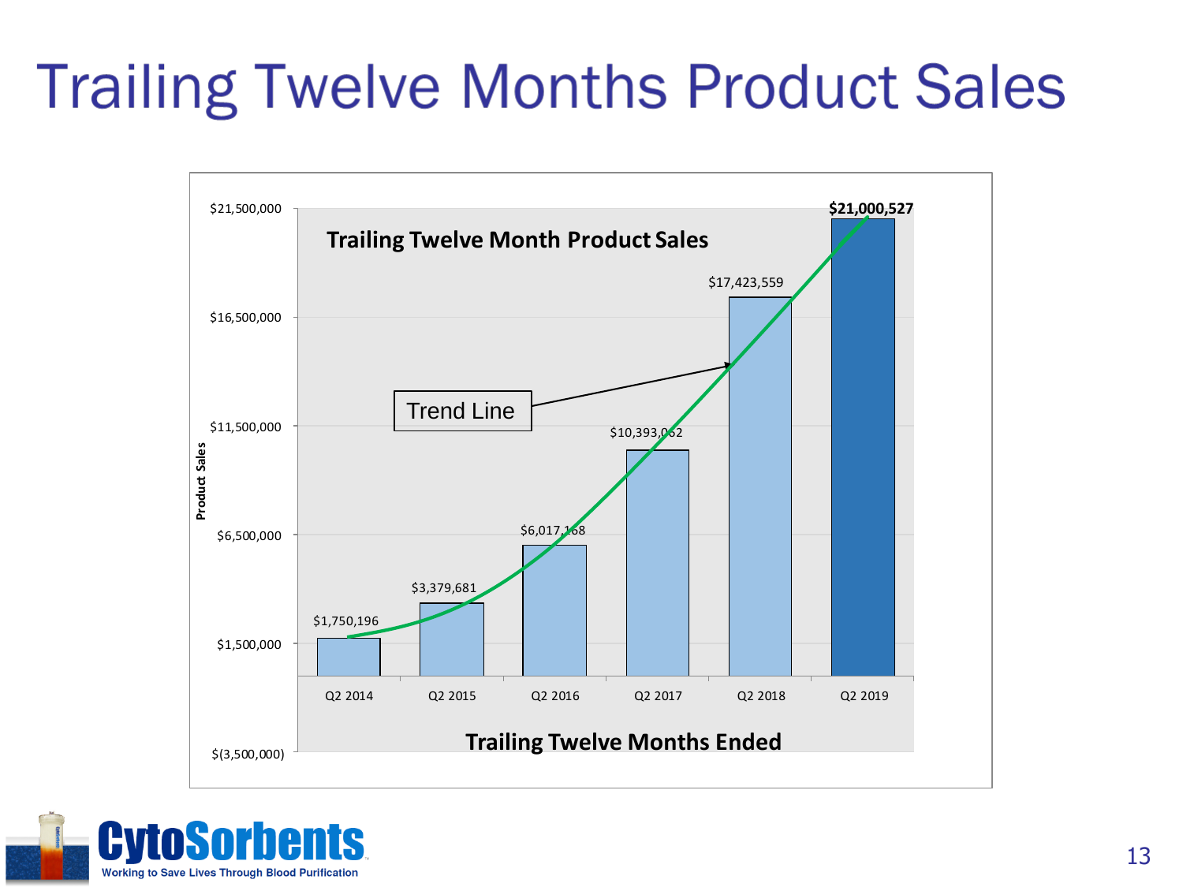# Trailing Twelve Months Product Sales

**Trailing Twelve Month Product Sales**

| Trailing Twelve Months Ended | Product Sales |
| --- | --- |
| Q2 2014 | $1,750,196 |
| Q2 2015 | $3,379,681 |
| Q2 2016 | $6,017,168 |
| Q2 2017 | $10,393,062 |
| Q2 2018 | $17,423,559 |
| Q2 2019 | **$21,000,527** |

Trend Line

CytoSorbents
Working to Save Lives Through Blood Purification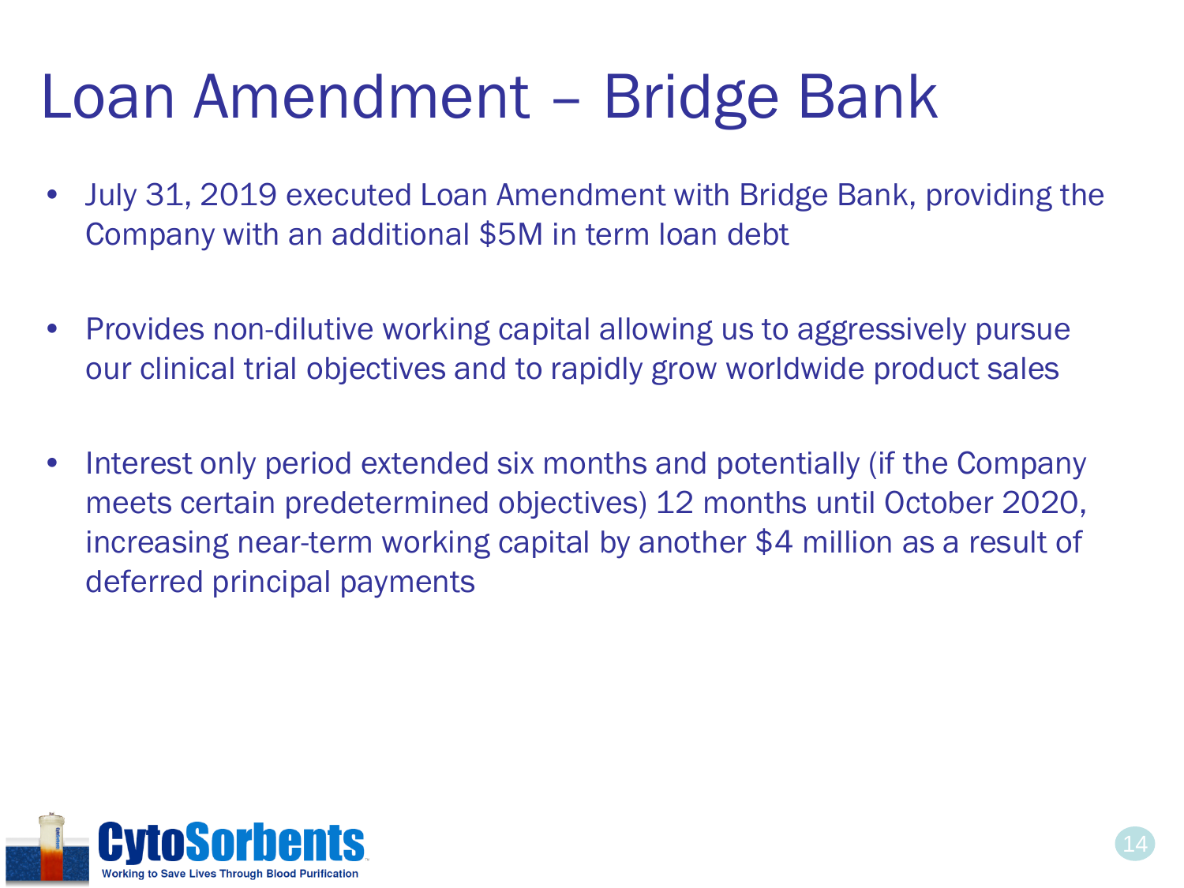# Loan Amendment – Bridge Bank

- July 31, 2019 executed Loan Amendment with Bridge Bank, providing the Company with an additional $5M in term loan debt

- Provides non-dilutive working capital allowing us to aggressively pursue our clinical trial objectives and to rapidly grow worldwide product sales

- Interest only period extended six months and potentially (if the Company meets certain predetermined objectives) 12 months until October 2020, increasing near-term working capital by another $4 million as a result of deferred principal payments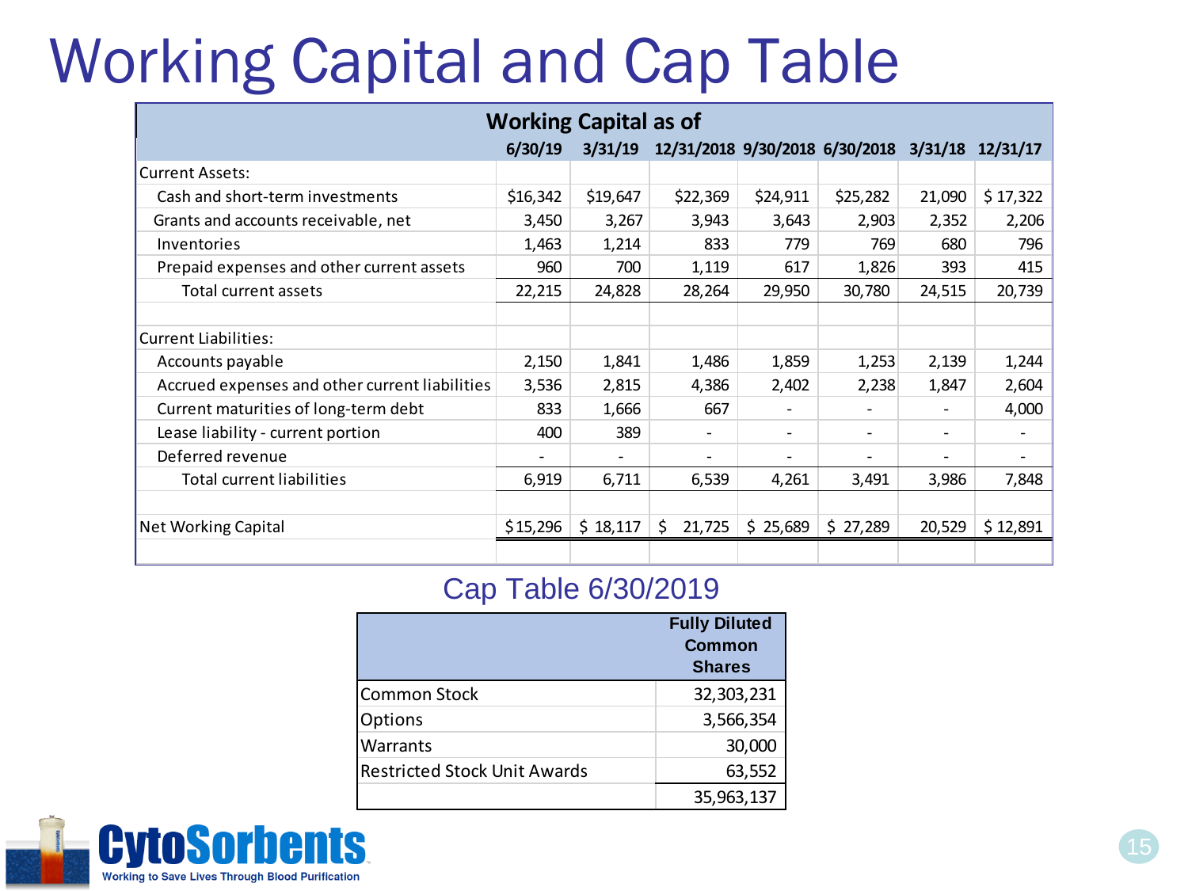# Working Capital and Cap Table

| Working Capital as of | 6/30/19 | 3/31/19 | 12/31/2018 | 9/30/2018 | 6/30/2018 | 3/31/18 | 12/31/17 |
|---|---|---|---|---|---|---|---|
| Current Assets: | | | | | | | |
| Cash and short-term investments | $16,342 | $19,647 | $22,369 | $24,911 | $25,282 | 21,090 | $ 17,322 |
| Grants and accounts receivable, net | 3,450 | 3,267 | 3,943 | 3,643 | 2,903 | 2,352 | 2,206 |
| Inventories | 1,463 | 1,214 | 833 | 779 | 769 | 680 | 796 |
| Prepaid expenses and other current assets | 960 | 700 | 1,119 | 617 | 1,826 | 393 | 415 |
| Total current assets | 22,215 | 24,828 | 28,264 | 29,950 | 30,780 | 24,515 | 20,739 |
| | | | | | | | |
| Current Liabilities: | | | | | | | |
| Accounts payable | 2,150 | 1,841 | 1,486 | 1,859 | 1,253 | 2,139 | 1,244 |
| Accrued expenses and other current liabilities | 3,536 | 2,815 | 4,386 | 2,402 | 2,238 | 1,847 | 2,604 |
| Current maturities of long-term debt | 833 | 1,666 | 667 | - | - | - | 4,000 |
| Lease liability - current portion | 400 | 389 | - | - | - | - | - |
| Deferred revenue | - | - | - | - | - | - | - |
| Total current liabilities | 6,919 | 6,711 | 6,539 | 4,261 | 3,491 | 3,986 | 7,848 |
| | | | | | | | |
| Net Working Capital | $15,296 | $ 18,117 | $ 21,725 | $ 25,689 | $ 27,289 | 20,529 | $ 12,891 |

## Cap Table 6/30/2019

| | Fully Diluted Common Shares |
|---|---|
| Common Stock | 32,303,231 |
| Options | 3,566,354 |
| Warrants | 30,000 |
| Restricted Stock Unit Awards | 63,552 |
| | 35,963,137 |

CytoSorbents

Working to Save Lives Through Blood Purification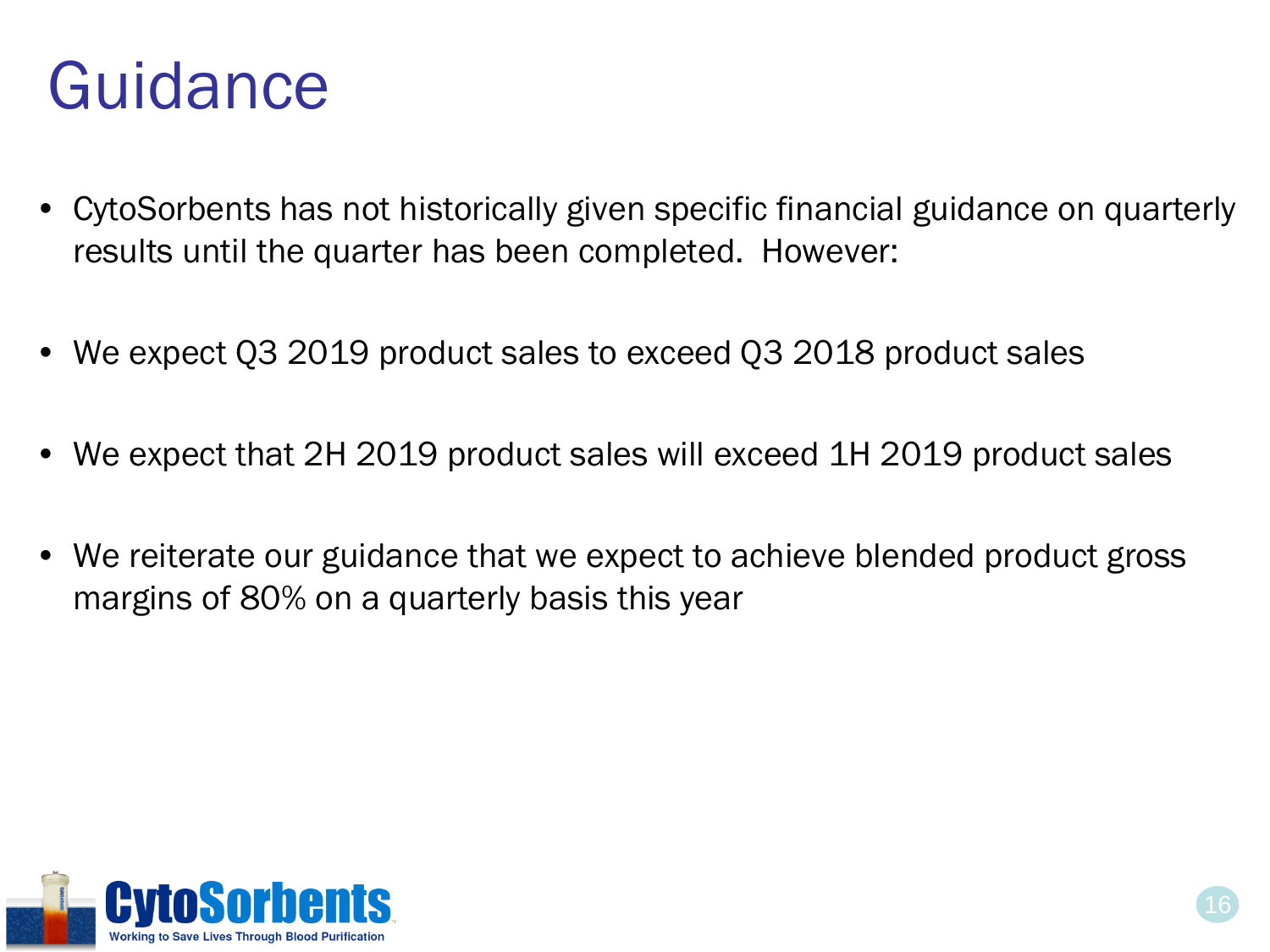# Guidance

- CytoSorbents has not historically given specific financial guidance on quarterly results until the quarter has been completed. However:
- We expect Q3 2019 product sales to exceed Q3 2018 product sales
- We expect that 2H 2019 product sales will exceed 1H 2019 product sales
- We reiterate our guidance that we expect to achieve blended product gross margins of 80% on a quarterly basis this year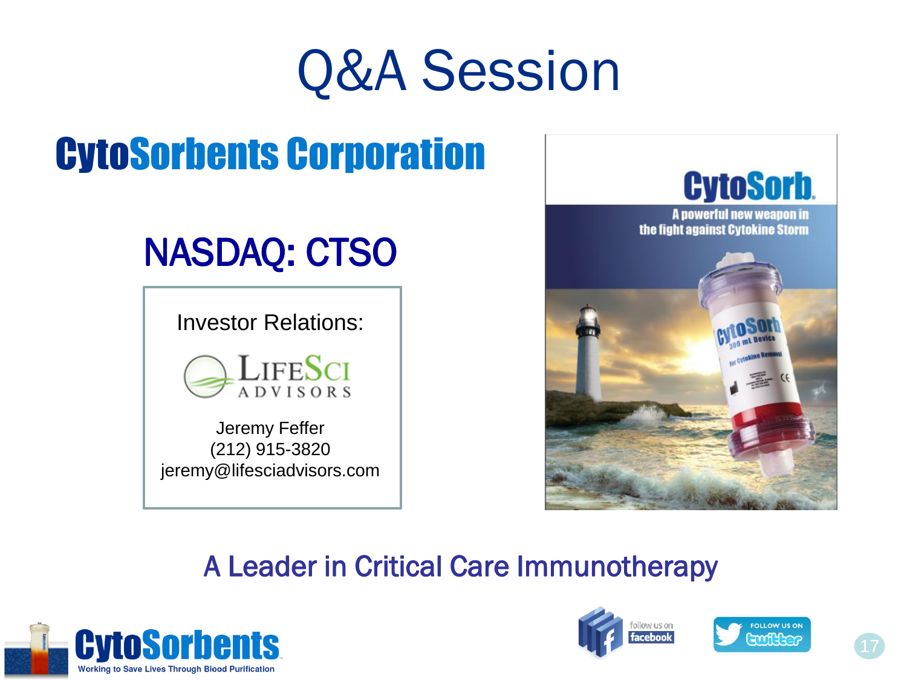# Q&A Session

## CytoSorbents Corporation

## NASDAQ: CTSO

Investor Relations:

LifeSci Advisors

Jeremy Feffer
(212) 915-3820
jeremy@lifesciadvisors.com

CytoSorb.

A powerful new weapon in the fight against Cytokine Storm

A Leader in Critical Care Immunotherapy

CytoSorbents
Working to Save Lives Through Blood Purification

follow us on facebook

FOLLOW US ON twitter